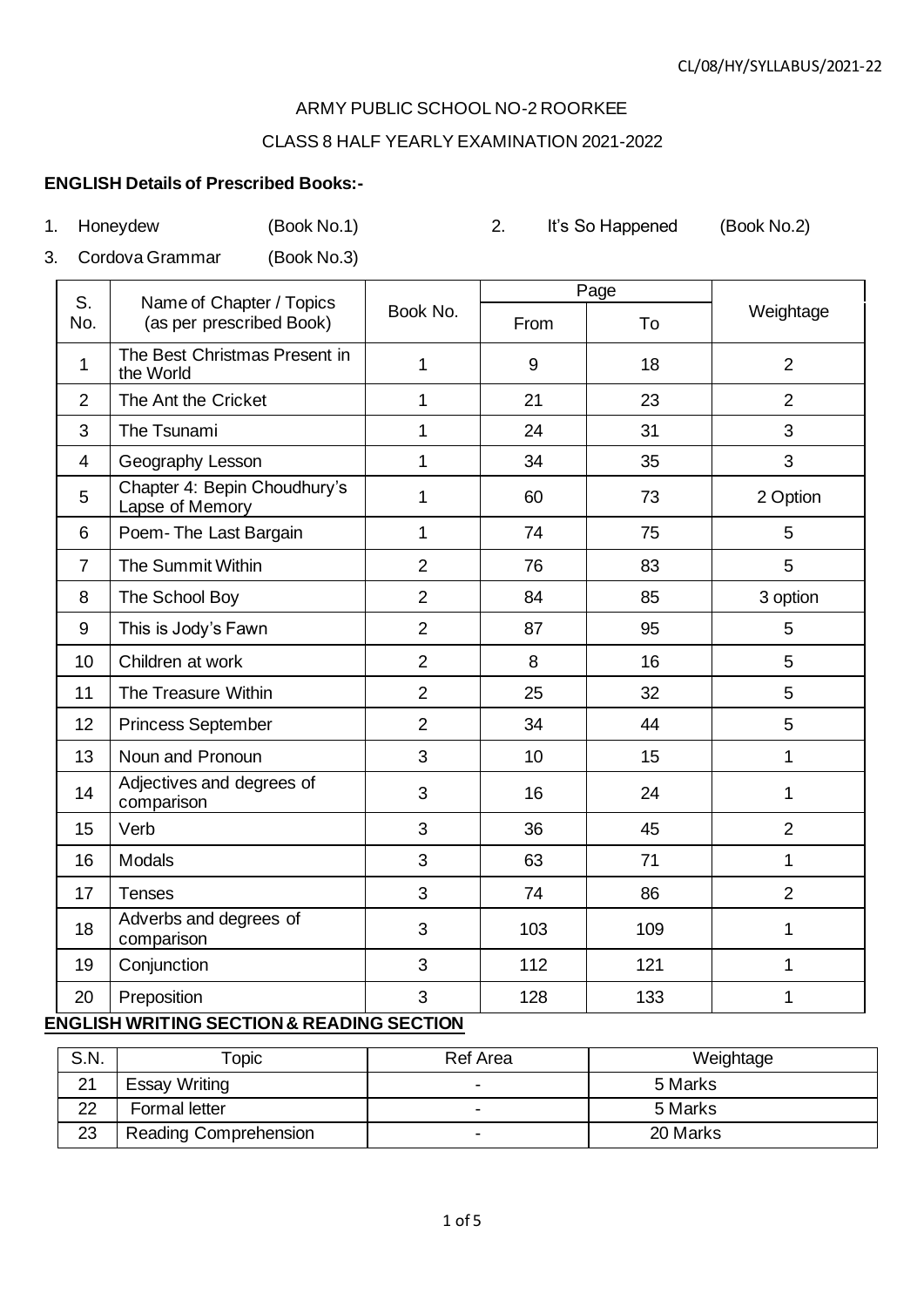CL/08/HY/SYLLABUS/2021-22

ARMY PUBLIC SCHOOL NO-2 ROORKEE

CLASS 8 HALF YEARLY EXAMINATION 2021-2022

**ENGLISH Details of Prescribed Books:-**

1. Honeydew (Book No.1)
2. It's So Happened (Book No.2)
3. Cordova Grammar (Book No.3)

| S. No. | Name of Chapter / Topics (as per prescribed Book) | Book No. | Page | | Weightage |
|---|---|---|---|---|---|
| | | | From | To | |
| 1 | The Best Christmas Present in the World | 1 | 9 | 18 | 2 |
| 2 | The Ant the Cricket | 1 | 21 | 23 | 2 |
| 3 | The Tsunami | 1 | 24 | 31 | 3 |
| 4 | Geography Lesson | 1 | 34 | 35 | 3 |
| 5 | Chapter 4: Bepin Choudhury's Lapse of Memory | 1 | 60 | 73 | 2 Option |
| 6 | Poem- The Last Bargain | 1 | 74 | 75 | 5 |
| 7 | The Summit Within | 2 | 76 | 83 | 5 |
| 8 | The School Boy | 2 | 84 | 85 | 3 option |
| 9 | This is Jody's Fawn | 2 | 87 | 95 | 5 |
| 10 | Children at work | 2 | 8 | 16 | 5 |
| 11 | The Treasure Within | 2 | 25 | 32 | 5 |
| 12 | Princess September | 2 | 34 | 44 | 5 |
| 13 | Noun and Pronoun | 3 | 10 | 15 | 1 |
| 14 | Adjectives and degrees of comparison | 3 | 16 | 24 | 1 |
| 15 | Verb | 3 | 36 | 45 | 2 |
| 16 | Modals | 3 | 63 | 71 | 1 |
| 17 | Tenses | 3 | 74 | 86 | 2 |
| 18 | Adverbs and degrees of comparison | 3 | 103 | 109 | 1 |
| 19 | Conjunction | 3 | 112 | 121 | 1 |
| 20 | Preposition | 3 | 128 | 133 | 1 |

**ENGLISH WRITING SECTION & READING SECTION**

| S.N. | Topic | Ref Area | Weightage |
|---|---|---|---|
| 21 | Essay Writing | - | 5 Marks |
| 22 | Formal letter | - | 5 Marks |
| 23 | Reading Comprehension | - | 20 Marks |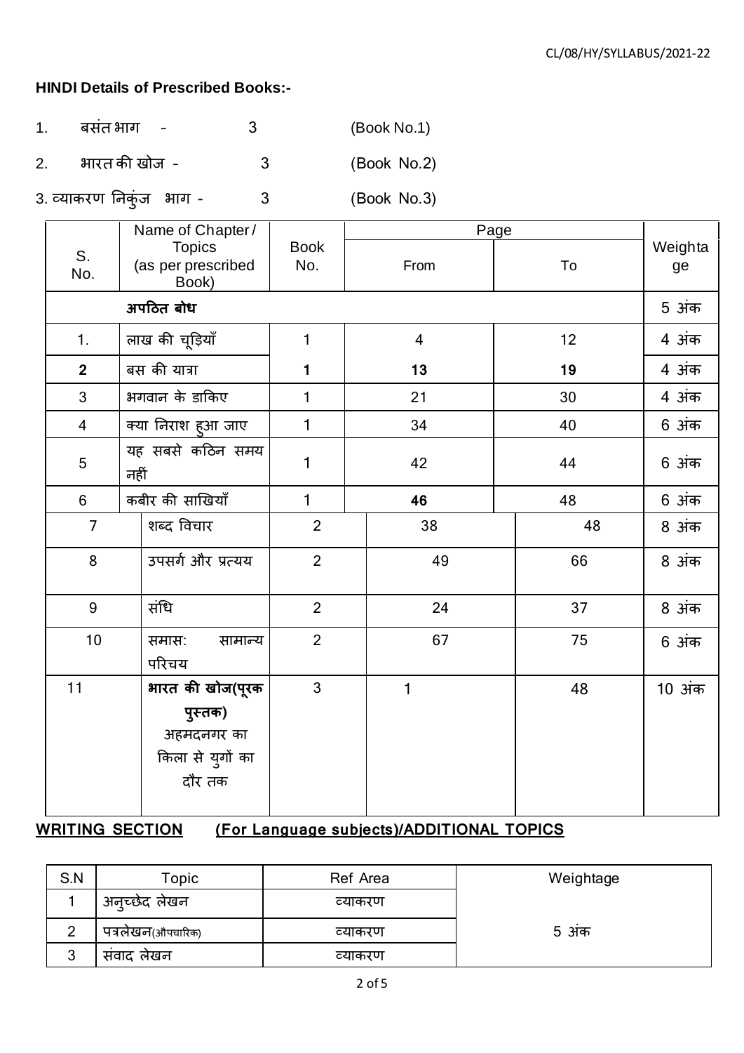**HINDI Details of Prescribed Books:-**

1. बसंत भाग - 3 (Book No.1)
2. भारत की खोज - 3 (Book No.2)
3. व्याकरण निकुंज भाग - 3 (Book No.3)

| S. No. | Name of Chapter / Topics (as per prescribed Book) | Book No. | Page | | Weightage |
|---|---|---|---|---|---|
| | | | From | To | |
| | **अपठित बोध** | | | | 5 अंक |
| 1. | लाख की चूड़ियाँ | 1 | 4 | 12 | 4 अंक |
| **2** | बस की यात्रा | **1** | **13** | **19** | 4 अंक |
| 3 | भगवान के डाकिए | 1 | 21 | 30 | 4 अंक |
| 4 | क्या निराश हुआ जाए | 1 | 34 | 40 | 6 अंक |
| 5 | यह सबसे कठिन समय नहीं | 1 | 42 | 44 | 6 अंक |
| 6 | कबीर की साखियाँ | 1 | **46** | 48 | 6 अंक |
| 7 | शब्द विचार | 2 | 38 | 48 | 8 अंक |
| 8 | उपसर्ग और प्रत्यय | 2 | 49 | 66 | 8 अंक |
| 9 | संधि | 2 | 24 | 37 | 8 अंक |
| 10 | समास: सामान्य परिचय | 2 | 67 | 75 | 6 अंक |
| 11 | **भारत की खोज(पूरक पुस्तक)** अहमदनगर का किला से युगों का दौर तक | 3 | 1 | 48 | 10 अंक |

**WRITING SECTION** **(For Language subjects)/ADDITIONAL TOPICS**

| S.N | Topic | Ref Area | Weightage |
|---|---|---|---|
| 1 | अनुच्छेद लेखन | व्याकरण | 5 अंक |
| 2 | पत्रलेखन(औपचारिक) | व्याकरण | |
| 3 | संवाद लेखन | व्याकरण | |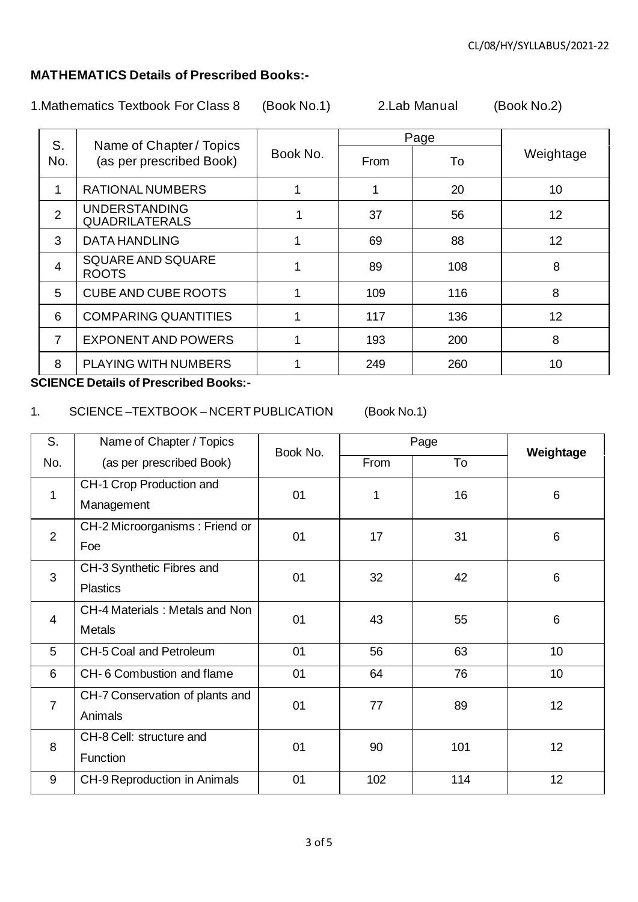**MATHEMATICS Details of Prescribed Books:-**

1.Mathematics Textbook For Class 8 (Book No.1) 2.Lab Manual (Book No.2)

| S. No. | Name of Chapter / Topics (as per prescribed Book) | Book No. | Page | | Weightage |
|---|---|---|---|---|---|
| | | | From | To | |
| 1 | RATIONAL NUMBERS | 1 | 1 | 20 | 10 |
| 2 | UNDERSTANDING QUADRILATERALS | 1 | 37 | 56 | 12 |
| 3 | DATA HANDLING | 1 | 69 | 88 | 12 |
| 4 | SQUARE AND SQUARE ROOTS | 1 | 89 | 108 | 8 |
| 5 | CUBE AND CUBE ROOTS | 1 | 109 | 116 | 8 |
| 6 | COMPARING QUANTITIES | 1 | 117 | 136 | 12 |
| 7 | EXPONENT AND POWERS | 1 | 193 | 200 | 8 |
| 8 | PLAYING WITH NUMBERS | 1 | 249 | 260 | 10 |

**SCIENCE Details of Prescribed Books:-**

1. SCIENCE –TEXTBOOK – NCERT PUBLICATION (Book No.1)

| S. No. | Name of Chapter / Topics (as per prescribed Book) | Book No. | Page | | **Weightage** |
|---|---|---|---|---|---|
| | | | From | To | |
| 1 | CH-1 Crop Production and Management | 01 | 1 | 16 | 6 |
| 2 | CH-2 Microorganisms : Friend or Foe | 01 | 17 | 31 | 6 |
| 3 | CH-3 Synthetic Fibres and Plastics | 01 | 32 | 42 | 6 |
| 4 | CH-4 Materials : Metals and Non Metals | 01 | 43 | 55 | 6 |
| 5 | CH-5 Coal and Petroleum | 01 | 56 | 63 | 10 |
| 6 | CH- 6 Combustion and flame | 01 | 64 | 76 | 10 |
| 7 | CH-7 Conservation of plants and Animals | 01 | 77 | 89 | 12 |
| 8 | CH-8 Cell: structure and Function | 01 | 90 | 101 | 12 |
| 9 | CH-9 Reproduction in Animals | 01 | 102 | 114 | 12 |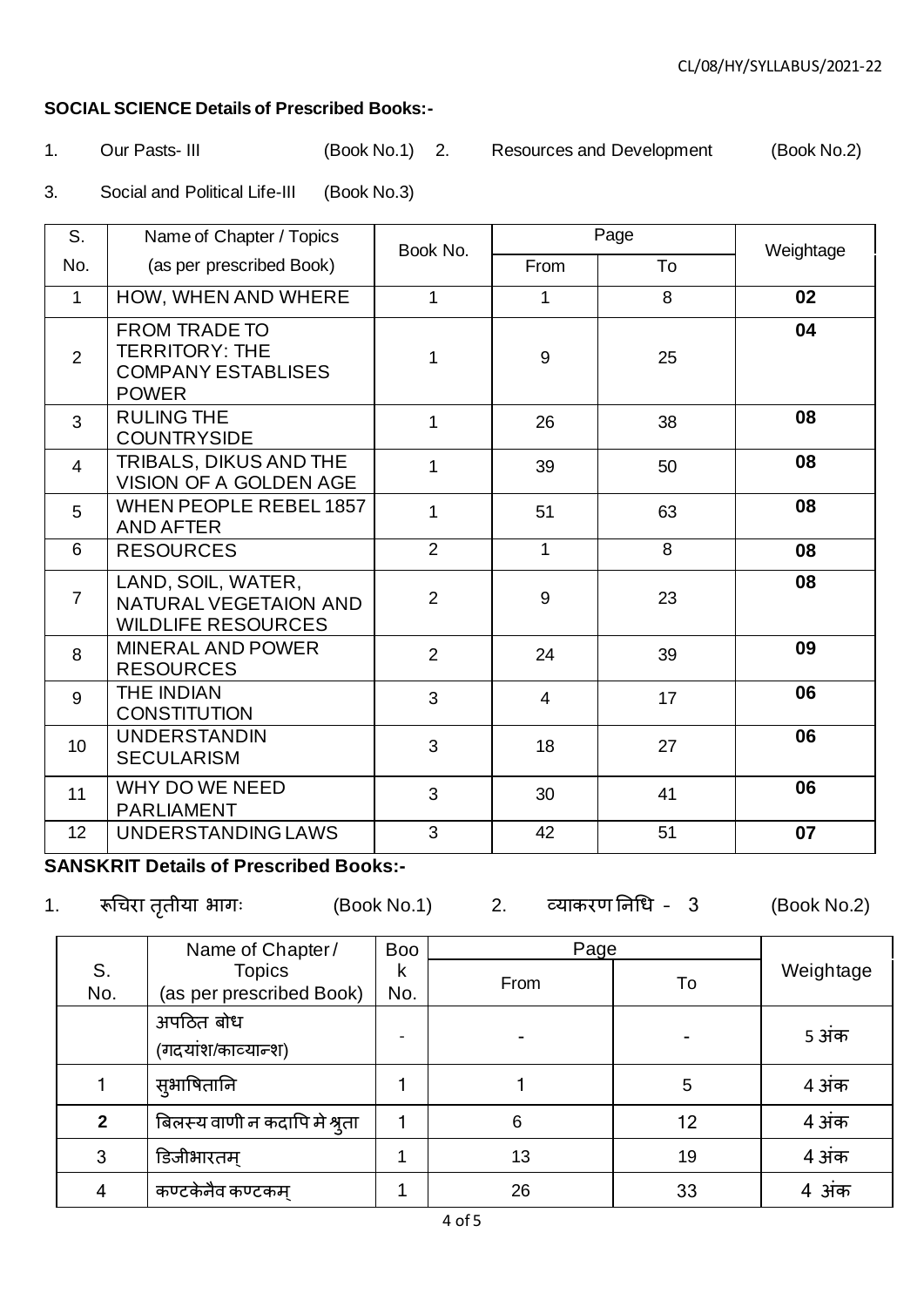**SOCIAL SCIENCE Details of Prescribed Books:-**

1. Our Pasts- III (Book No.1) 2. Resources and Development (Book No.2)

3. Social and Political Life-III (Book No.3)

| S. No. | Name of Chapter / Topics (as per prescribed Book) | Book No. | Page | | Weightage |
|---|---|---|---|---|---|
| | | | From | To | |
| 1 | HOW, WHEN AND WHERE | 1 | 1 | 8 | **02** |
| 2 | FROM TRADE TO TERRITORY: THE COMPANY ESTABLISES POWER | 1 | 9 | 25 | **04** |
| 3 | RULING THE COUNTRYSIDE | 1 | 26 | 38 | **08** |
| 4 | TRIBALS, DIKUS AND THE VISION OF A GOLDEN AGE | 1 | 39 | 50 | **08** |
| 5 | WHEN PEOPLE REBEL 1857 AND AFTER | 1 | 51 | 63 | **08** |
| 6 | RESOURCES | 2 | 1 | 8 | **08** |
| 7 | LAND, SOIL, WATER, NATURAL VEGETAION AND WILDLIFE RESOURCES | 2 | 9 | 23 | **08** |
| 8 | MINERAL AND POWER RESOURCES | 2 | 24 | 39 | **09** |
| 9 | THE INDIAN CONSTITUTION | 3 | 4 | 17 | **06** |
| 10 | UNDERSTANDIN SECULARISM | 3 | 18 | 27 | **06** |
| 11 | WHY DO WE NEED PARLIAMENT | 3 | 30 | 41 | **06** |
| 12 | UNDERSTANDING LAWS | 3 | 42 | 51 | **07** |

**SANSKRIT Details of Prescribed Books:-**

1. रूचिरा तृतीया भागः (Book No.1) 2. व्याकरण निधि - 3 (Book No.2)

| S. No. | Name of Chapter / Topics (as per prescribed Book) | Book No. | Page | | Weightage |
|---|---|---|---|---|---|
| | | | From | To | |
| | अपठित बोध (गदयांश/काव्यान्श) | - | - | - | 5 अंक |
| 1 | सुभाषितानि | 1 | 1 | 5 | 4 अंक |
| **2** | बिलस्य वाणी न कदापि मे श्रुता | 1 | 6 | 12 | 4 अंक |
| 3 | डिजीभारतम् | 1 | 13 | 19 | 4 अंक |
| 4 | कण्टकेनैव कण्टकम् | 1 | 26 | 33 | 4 अंक |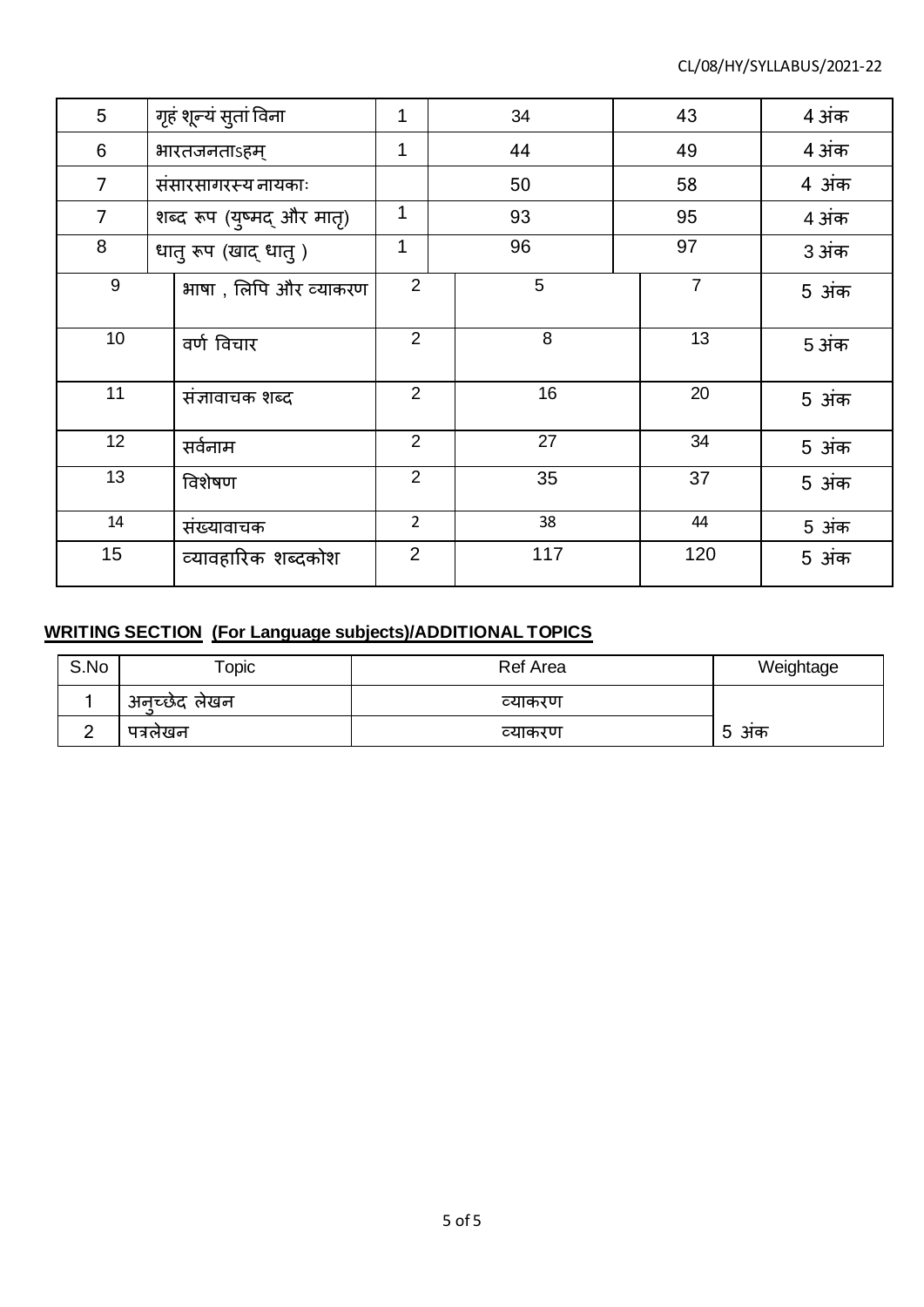| | | | | | |
|---|---|---|---|---|---|
| 5 | गृहं शून्यं सुतां विना | 1 | 34 | 43 | 4 अंक |
| 6 | भारतजनताऽहम् | 1 | 44 | 49 | 4 अंक |
| 7 | संसारसागरस्य नायकाः | | 50 | 58 | 4 अंक |
| 7 | शब्द रूप (युष्मद् और मातृ) | 1 | 93 | 95 | 4 अंक |
| 8 | धातु रूप (खाद् धातु ) | 1 | 96 | 97 | 3 अंक |
| 9 | भाषा , लिपि और व्याकरण | 2 | 5 | 7 | 5 अंक |
| 10 | वर्ण विचार | 2 | 8 | 13 | 5 अंक |
| 11 | संज्ञावाचक शब्द | 2 | 16 | 20 | 5 अंक |
| 12 | सर्वनाम | 2 | 27 | 34 | 5 अंक |
| 13 | विशेषण | 2 | 35 | 37 | 5 अंक |
| 14 | संख्यावाचक | 2 | 38 | 44 | 5 अंक |
| 15 | व्यावहारिक शब्दकोश | 2 | 117 | 120 | 5 अंक |

## WRITING SECTION (For Language subjects)/ADDITIONAL TOPICS

| S.No | Topic | Ref Area | Weightage |
|---|---|---|---|
| 1 | अनुच्छेद लेखन | व्याकरण | |
| 2 | पत्रलेखन | व्याकरण | 5 अंक |